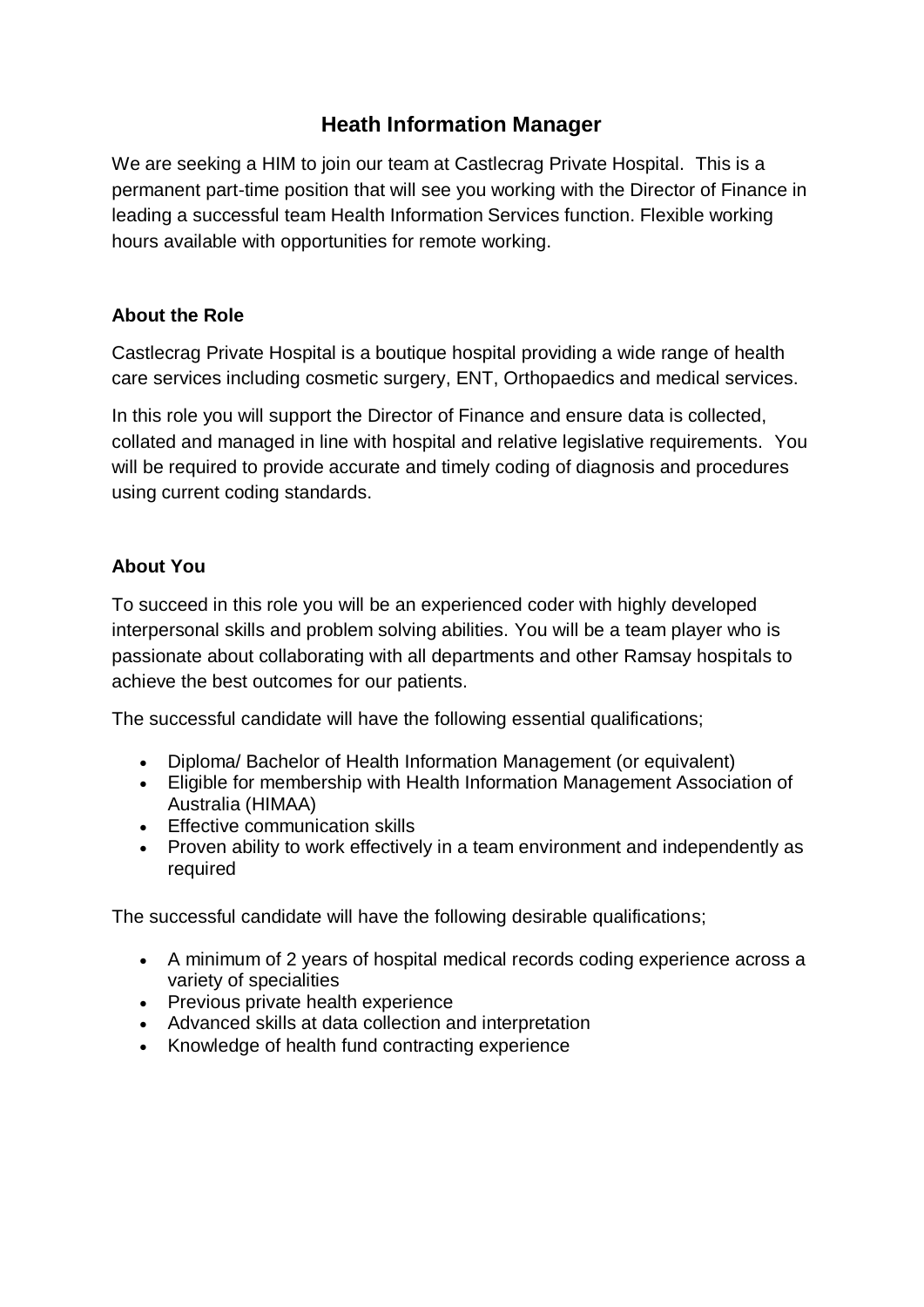# Heath Information Manager

We are seeking a HIM to join our team at Castlecrag Private Hospital. This is a permanent part-time position that will see you working with the Director of Finance in leading a successful team Health Information Services function. Flexible working hours available with opportunities for remote working.

### About the Role

Castlecrag Private Hospital is a boutique hospital providing a wide range of health care services including cosmetic surgery, ENT, Orthopaedics and medical services.

In this role you will support the Director of Finance and ensure data is collected, collated and managed in line with hospital and relative legislative requirements. You will be required to provide accurate and timely coding of diagnosis and procedures using current coding standards.

### About You

To succeed in this role you will be an experienced coder with highly developed interpersonal skills and problem solving abilities. You will be a team player who is passionate about collaborating with all departments and other Ramsay hospitals to achieve the best outcomes for our patients.

The successful candidate will have the following essential qualifications;

- Diploma/ Bachelor of Health Information Management (or equivalent)
- Eligible for membership with Health Information Management Association of Australia (HIMAA)
- Effective communication skills
- Proven ability to work effectively in a team environment and independently as required

The successful candidate will have the following desirable qualifications;

- A minimum of 2 years of hospital medical records coding experience across a variety of specialities
- Previous private health experience
- Advanced skills at data collection and interpretation
- Knowledge of health fund contracting experience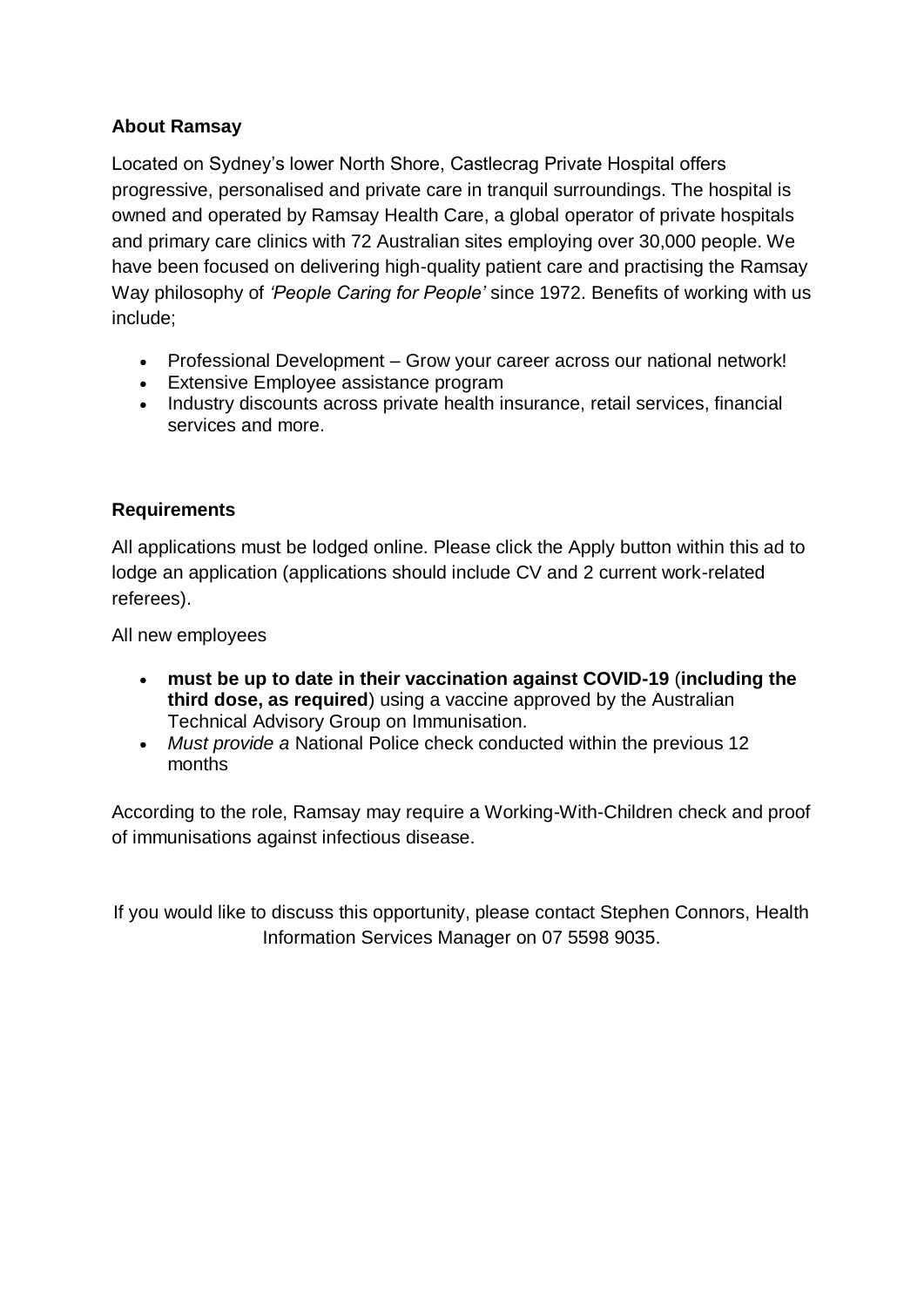**About Ramsay**

Located on Sydney's lower North Shore, Castlecrag Private Hospital offers progressive, personalised and private care in tranquil surroundings. The hospital is owned and operated by Ramsay Health Care, a global operator of private hospitals and primary care clinics with 72 Australian sites employing over 30,000 people. We have been focused on delivering high-quality patient care and practising the Ramsay Way philosophy of *'People Caring for People'* since 1972. Benefits of working with us include;

- Professional Development – Grow your career across our national network!
- Extensive Employee assistance program
- Industry discounts across private health insurance, retail services, financial services and more.

**Requirements**

All applications must be lodged online. Please click the Apply button within this ad to lodge an application (applications should include CV and 2 current work-related referees).

All new employees

- **must be up to date in their vaccination against COVID-19** (**including the third dose, as required**) using a vaccine approved by the Australian Technical Advisory Group on Immunisation.
- *Must provide a* National Police check conducted within the previous 12 months

According to the role, Ramsay may require a Working-With-Children check and proof of immunisations against infectious disease.

If you would like to discuss this opportunity, please contact Stephen Connors, Health Information Services Manager on 07 5598 9035.